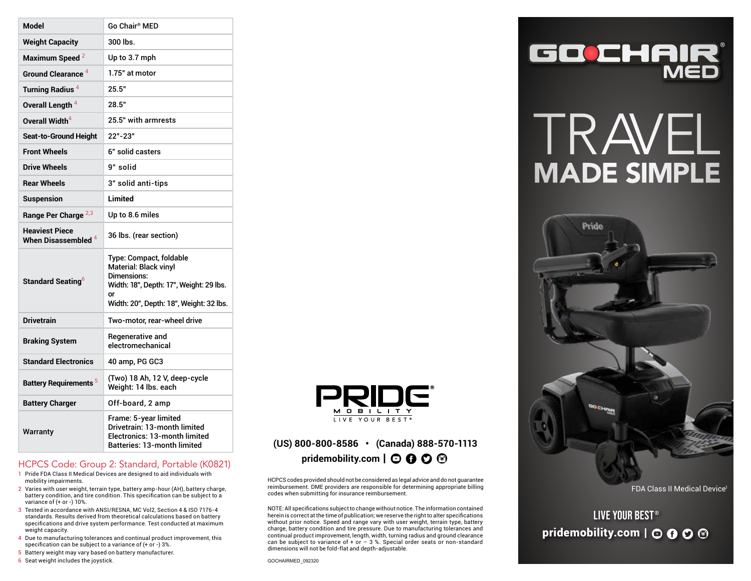| Model | Go Chair® MED |
|---|---|
| Weight Capacity | 300 lbs. |
| Maximum Speed [2] | Up to 3.7 mph |
| Ground Clearance [4] | 1.75" at motor |
| Turning Radius [4] | 25.5" |
| Overall Length [4] | 28.5" |
| Overall Width [4] | 25.5" with armrests |
| Seat-to-Ground Height | 22"-23" |
| Front Wheels | 6" solid casters |
| Drive Wheels | 9" solid |
| Rear Wheels | 3" solid anti-tips |
| Suspension | Limited |
| Range Per Charge [2,3] | Up to 8.6 miles |
| Heaviest Piece When Disassembled [4] | 36 lbs. (rear section) |
| Standard Seating [6] | Type: Compact, foldable<br>Material: Black vinyl<br>Dimensions:<br>Width: 18", Depth: 17", Weight: 29 lbs.<br>or<br>Width: 20", Depth: 18", Weight: 32 lbs. |
| Drivetrain | Two-motor, rear-wheel drive |
| Braking System | Regenerative and electromechanical |
| Standard Electronics | 40 amp, PG GC3 |
| Battery Requirements [5] | (Two) 18 Ah, 12 V, deep-cycle<br>Weight: 14 lbs. each |
| Battery Charger | Off-board, 2 amp |
| Warranty | Frame: 5-year limited<br>Drivetrain: 13-month limited<br>Electronics: 13-month limited<br>Batteries: 13-month limited |

## HCPCS Code: Group 2: Standard, Portable (K0821)

1. Pride FDA Class II Medical Devices are designed to aid individuals with mobility impairments.
2. Varies with user weight, terrain type, battery amp-hour (AH), battery charge, battery condition, and tire condition. This specification can be subject to a variance of (+ or -) 10%.
3. Tested in accordance with ANSI/RESNA, MC Vol2, Section 4 & ISO 7176-4 standards. Results derived from theoretical calculations based on battery specifications and drive system performance. Test conducted at maximum weight capacity.
4. Due to manufacturing tolerances and continual product improvement, this specification can be subject to a variance of (+ or -) 3%.
5. Battery weight may vary based on battery manufacturer.
6. Seat weight includes the joystick.

PRIDE MOBILITY
LIVE YOUR BEST®

(US) 800-800-8586 • (Canada) 888-570-1113

**pridemobility.com**

HCPCS codes provided should not be considered as legal advice and do not guarantee reimbursement. DME providers are responsible for determining appropriate billing codes when submitting for insurance reimbursement.

NOTE: All specifications subject to change without notice. The information contained herein is correct at the time of publication; we reserve the right to alter specifications without prior notice. Speed and range vary with user weight, terrain type, battery charge, battery condition and tire pressure. Due to manufacturing tolerances and continual product improvement, length, width, turning radius and ground clearance can be subject to variance of + or – 3 %. Special order seats or non-standard dimensions will not be fold-flat and depth-adjustable.

GOCHAIRMED_092320

# GO CHAIR® MED

# TRAVEL MADE SIMPLE

FDA Class II Medical Device[1]

LIVE YOUR BEST®

**pridemobility.com**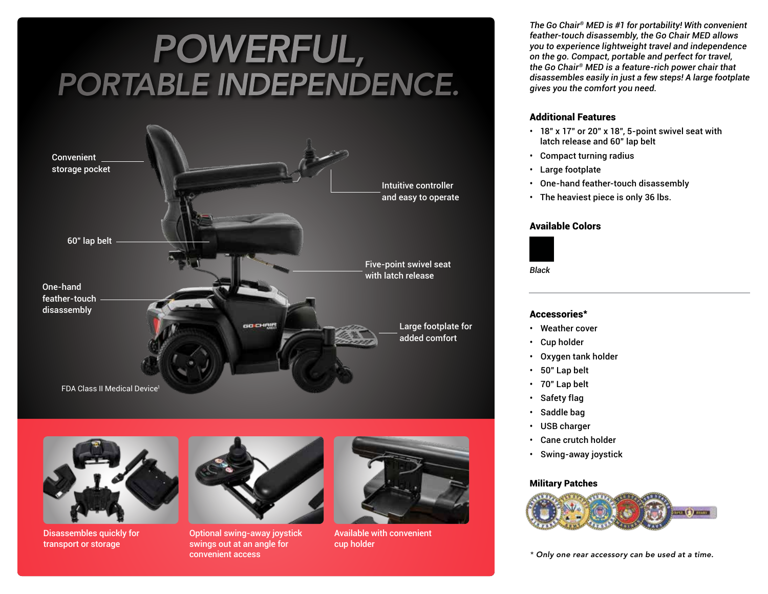# POWERFUL, PORTABLE INDEPENDENCE.

Convenient storage pocket

Intuitive controller and easy to operate

60" lap belt

Five-point swivel seat with latch release

One-hand feather-touch disassembly

Large footplate for added comfort

FDA Class II Medical Device[1]

Disassembles quickly for transport or storage

Optional swing-away joystick swings out at an angle for convenient access

Available with convenient cup holder

*The Go Chair® MED is #1 for portability! With convenient feather-touch disassembly, the Go Chair MED allows you to experience lightweight travel and independence on the go. Compact, portable and perfect for travel, the Go Chair® MED is a feature-rich power chair that disassembles easily in just a few steps! A large footplate gives you the comfort you need.*

## Additional Features

- 18" x 17" or 20" x 18", 5-point swivel seat with latch release and 60" lap belt
- Compact turning radius
- Large footplate
- One-hand feather-touch disassembly
- The heaviest piece is only 36 lbs.

## Available Colors

*Black*

## Accessories*

- Weather cover
- Cup holder
- Oxygen tank holder
- 50" Lap belt
- 70" Lap belt
- Safety flag
- Saddle bag
- USB charger
- Cane crutch holder
- Swing-away joystick

## Military Patches

*\* Only one rear accessory can be used at a time.*